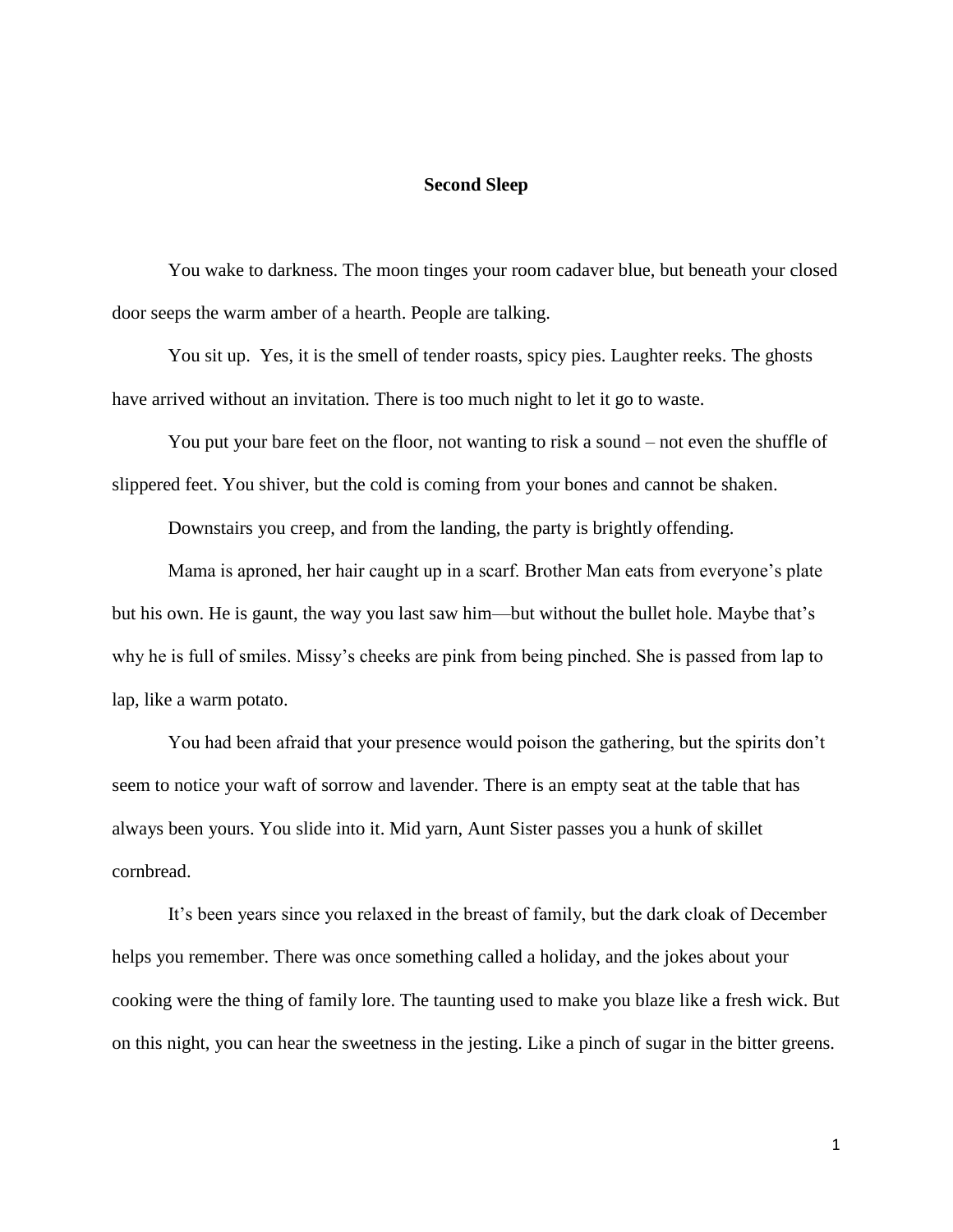# Second Sleep

You wake to darkness. The moon tinges your room cadaver blue, but beneath your closed door seeps the warm amber of a hearth. People are talking.

You sit up. Yes, it is the smell of tender roasts, spicy pies. Laughter reeks. The ghosts have arrived without an invitation. There is too much night to let it go to waste.

You put your bare feet on the floor, not wanting to risk a sound – not even the shuffle of slippered feet. You shiver, but the cold is coming from your bones and cannot be shaken.

Downstairs you creep, and from the landing, the party is brightly offending.

Mama is aproned, her hair caught up in a scarf. Brother Man eats from everyone's plate but his own. He is gaunt, the way you last saw him—but without the bullet hole. Maybe that's why he is full of smiles. Missy's cheeks are pink from being pinched. She is passed from lap to lap, like a warm potato.

You had been afraid that your presence would poison the gathering, but the spirits don't seem to notice your waft of sorrow and lavender. There is an empty seat at the table that has always been yours. You slide into it. Mid yarn, Aunt Sister passes you a hunk of skillet cornbread.

It's been years since you relaxed in the breast of family, but the dark cloak of December helps you remember. There was once something called a holiday, and the jokes about your cooking were the thing of family lore. The taunting used to make you blaze like a fresh wick. But on this night, you can hear the sweetness in the jesting. Like a pinch of sugar in the bitter greens.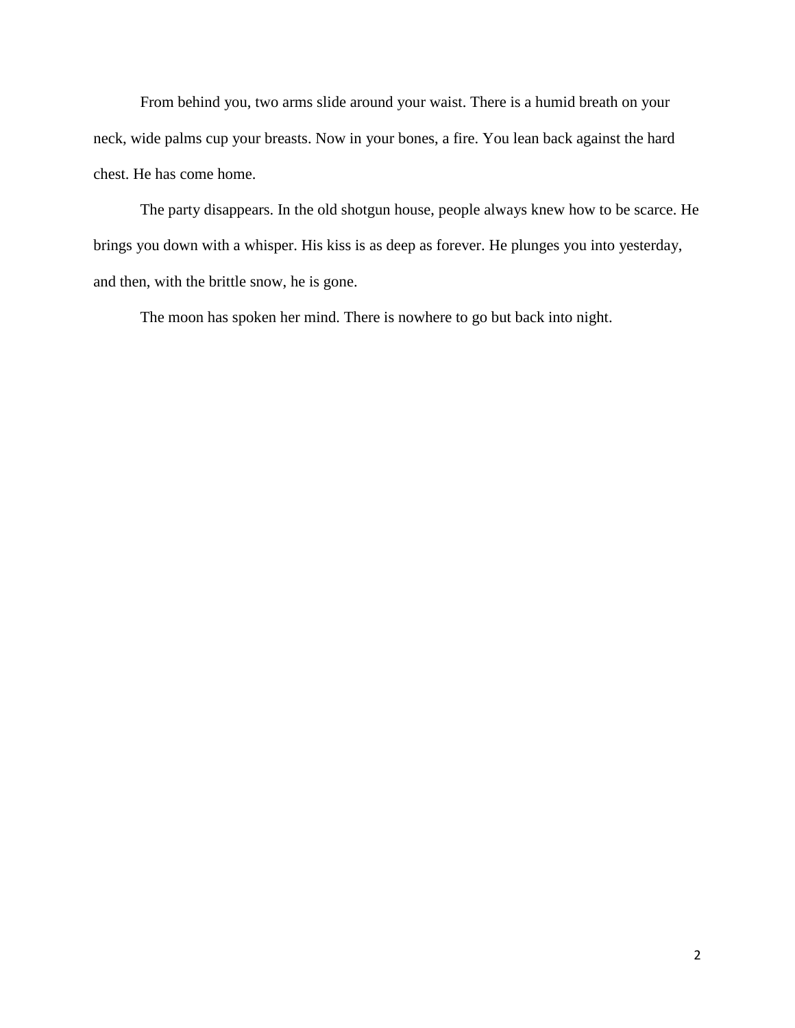From behind you, two arms slide around your waist. There is a humid breath on your neck, wide palms cup your breasts. Now in your bones, a fire. You lean back against the hard chest. He has come home.

The party disappears. In the old shotgun house, people always knew how to be scarce. He brings you down with a whisper. His kiss is as deep as forever. He plunges you into yesterday, and then, with the brittle snow, he is gone.

The moon has spoken her mind. There is nowhere to go but back into night.